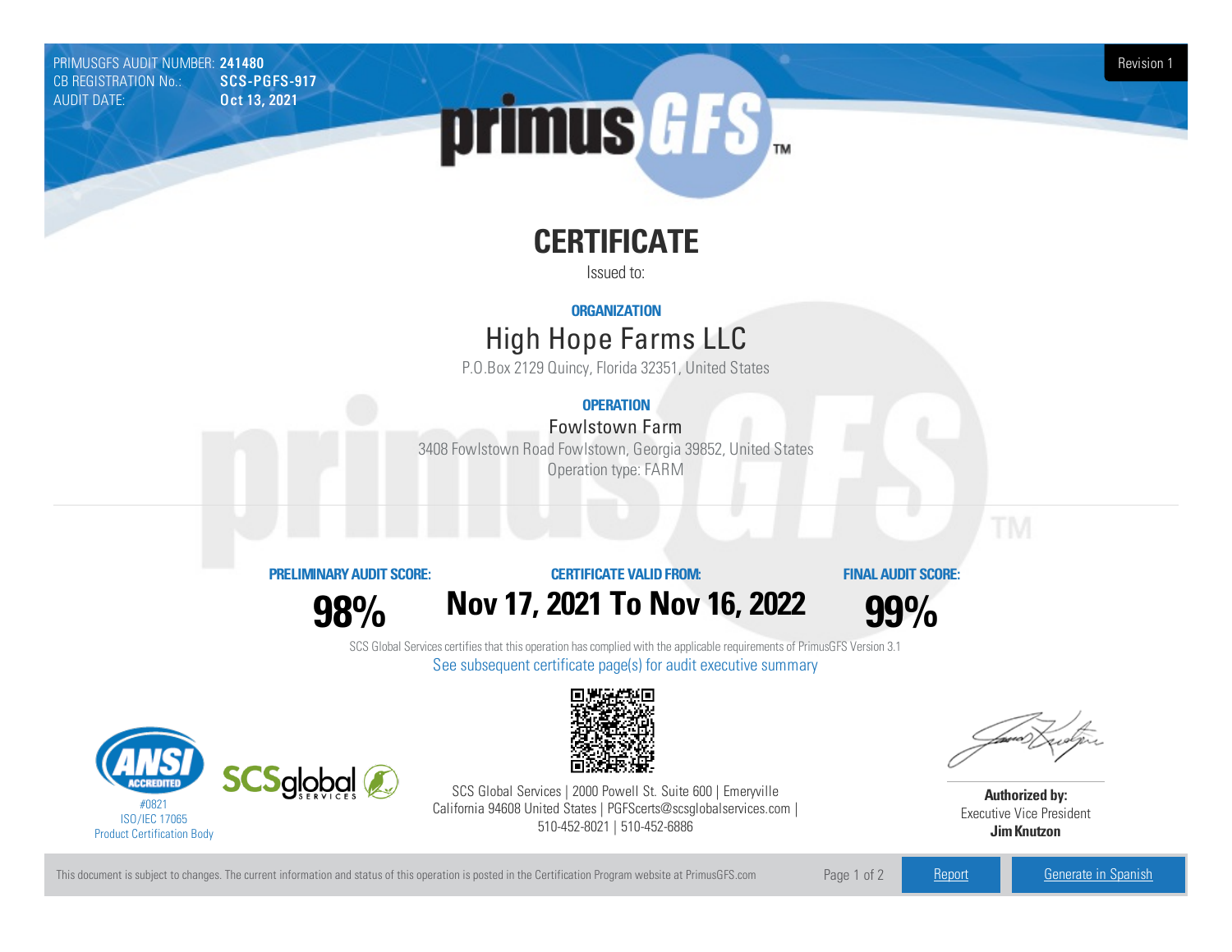PRIMUSGFS AUDIT NUMBER: **241480**
CB REGISTRATION No.: **SCS-PGFS-917**
AUDIT DATE: **Oct 13, 2021**

Revision 1

# CERTIFICATE

Issued to:

**ORGANIZATION**

## High Hope Farms LLC

P.O.Box 2129 Quincy, Florida 32351, United States

**OPERATION**

Fowlstown Farm

3408 Fowlstown Road Fowlstown, Georgia 39852, United States

Operation type: FARM

| PRELIMINARY AUDIT SCORE: | CERTIFICATE VALID FROM: | FINAL AUDIT SCORE: |
| --- | --- | --- |
| **98%** | **Nov 17, 2021 To Nov 16, 2022** | **99%** |

SCS Global Services certifies that this operation has complied with the applicable requirements of PrimusGFS Version 3.1

See subsequent certificate page(s) for audit executive summary

#0821
ISO/IEC 17065
Product Certification Body

SCS Global Services | 2000 Powell St. Suite 600 | Emeryville California 94608 United States | PGFScerts@scsglobalservices.com | 510-452-8021 | 510-452-6886

**Authorized by:**
Executive Vice President
**Jim Knutzon**

This document is subject to changes. The current information and status of this operation is posted in the Certification Program website at PrimusGFS.com

Report | Generate in Spanish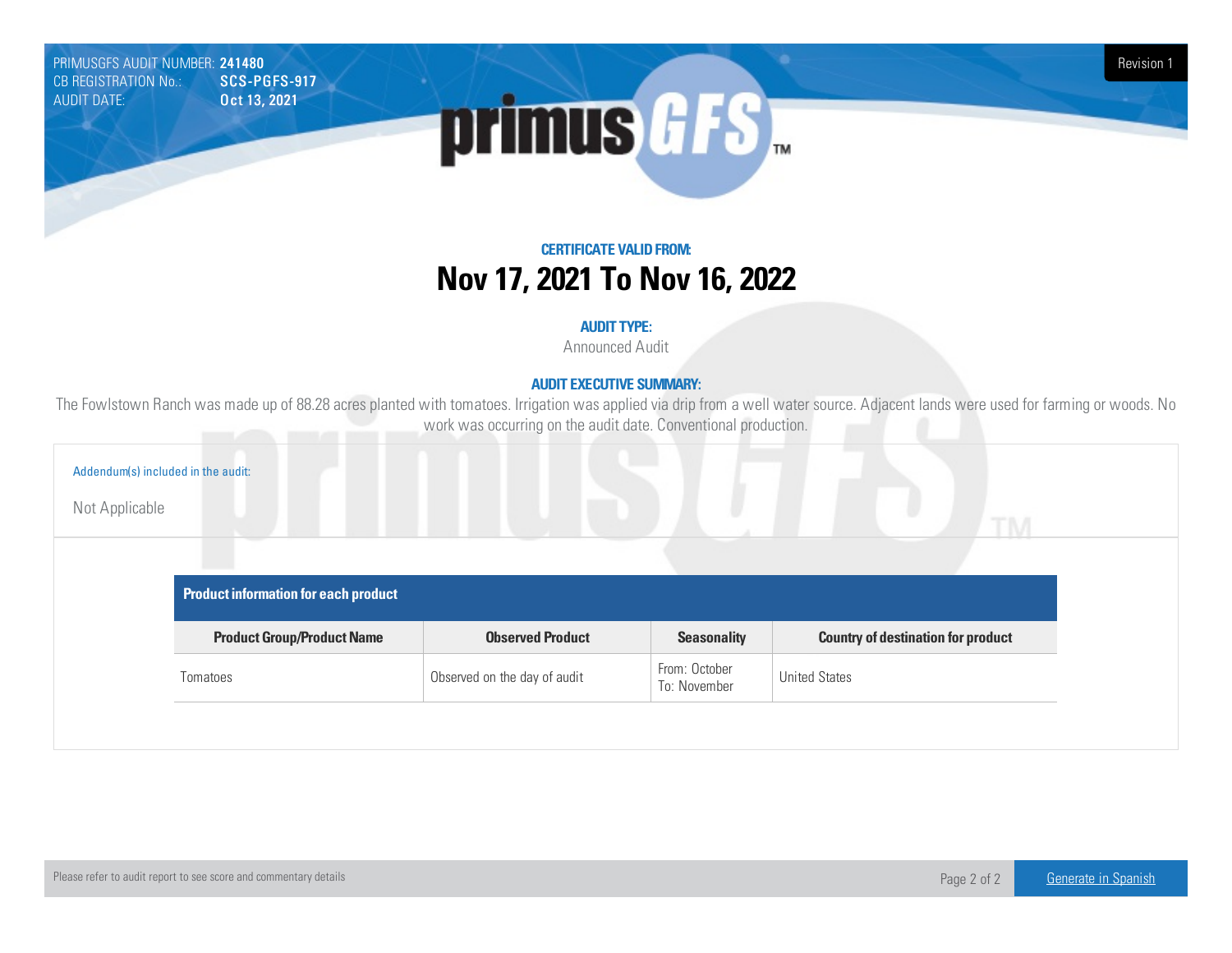PRIMUSGFS AUDIT NUMBER: **241480**
CB REGISTRATION No.: **SCS-PGFS-917**
AUDIT DATE: **Oct 13, 2021**

Revision 1

**CERTIFICATE VALID FROM:**

# Nov 17, 2021 To Nov 16, 2022

**AUDIT TYPE:**

Announced Audit

**AUDIT EXECUTIVE SUMMARY:**

The Fowlstown Ranch was made up of 88.28 acres planted with tomatoes. Irrigation was applied via drip from a well water source. Adjacent lands were used for farming or woods. No work was occurring on the audit date. Conventional production.

Addendum(s) included in the audit:

Not Applicable

**Product information for each product**

| Product Group/Product Name | Observed Product | Seasonality | Country of destination for product |
|---|---|---|---|
| Tomatoes | Observed on the day of audit | From: October<br>To: November | United States |

Please refer to audit report to see score and commentary details

Generate in Spanish